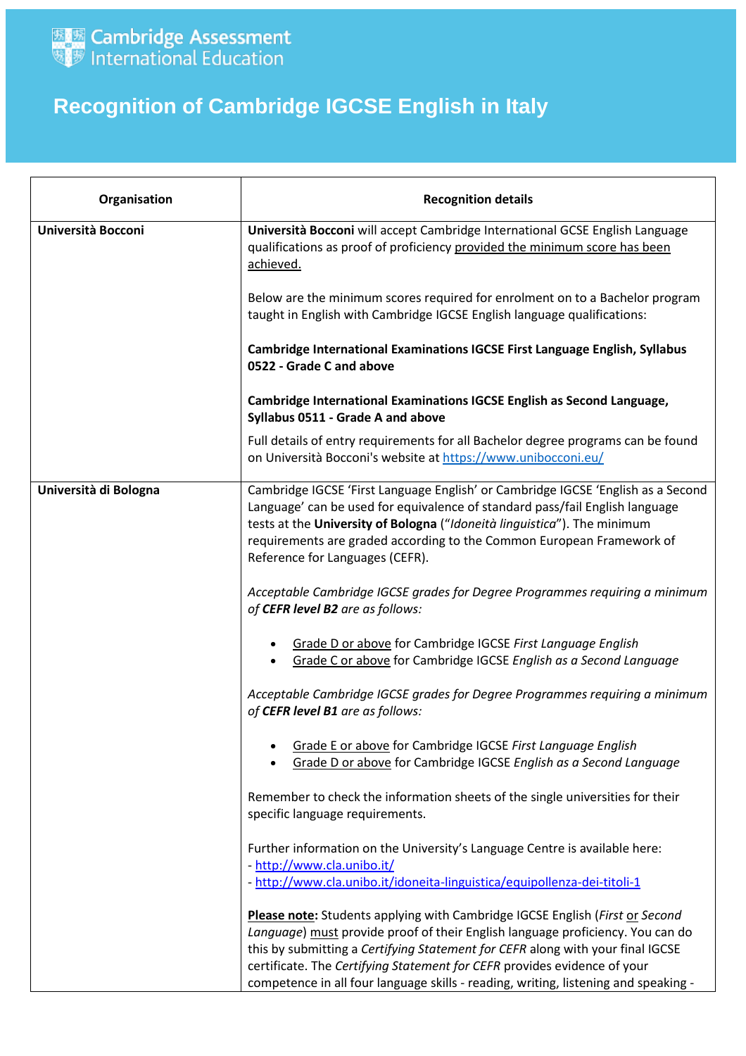Cambridge Assessment International Education

# Recognition of Cambridge IGCSE English in Italy

| Organisation | Recognition details |
|---|---|
| **Università Bocconi** | **Università Bocconi** will accept Cambridge International GCSE English Language qualifications as proof of proficiency provided the minimum score has been achieved.<br><br>Below are the minimum scores required for enrolment on to a Bachelor program taught in English with Cambridge IGCSE English language qualifications:<br><br>**Cambridge International Examinations IGCSE First Language English, Syllabus 0522 - Grade C and above**<br><br>**Cambridge International Examinations IGCSE English as Second Language, Syllabus 0511 - Grade A and above**<br><br>Full details of entry requirements for all Bachelor degree programs can be found on Università Bocconi's website at https://www.unibocconi.eu/ |
| **Università di Bologna** | Cambridge IGCSE 'First Language English' or Cambridge IGCSE 'English as a Second Language' can be used for equivalence of standard pass/fail English language tests at the **University of Bologna** ("*Idoneità linguistica*"). The minimum requirements are graded according to the Common European Framework of Reference for Languages (CEFR).<br><br>*Acceptable Cambridge IGCSE grades for Degree Programmes requiring a minimum of **CEFR level B2** are as follows:*<br><br>• Grade D or above for Cambridge IGCSE *First Language English*<br>• Grade C or above for Cambridge IGCSE *English as a Second Language*<br><br>*Acceptable Cambridge IGCSE grades for Degree Programmes requiring a minimum of **CEFR level B1** are as follows:*<br><br>• Grade E or above for Cambridge IGCSE *First Language English*<br>• Grade D or above for Cambridge IGCSE *English as a Second Language*<br><br>Remember to check the information sheets of the single universities for their specific language requirements.<br><br>Further information on the University's Language Centre is available here:<br>- http://www.cla.unibo.it/<br>- http://www.cla.unibo.it/idoneita-linguistica/equipollenza-dei-titoli-1<br><br>**Please note:** Students applying with Cambridge IGCSE English (*First* or *Second Language*) must provide proof of their English language proficiency. You can do this by submitting a *Certifying Statement for CEFR* along with your final IGCSE certificate. The *Certifying Statement for CEFR* provides evidence of your competence in all four language skills - reading, writing, listening and speaking - |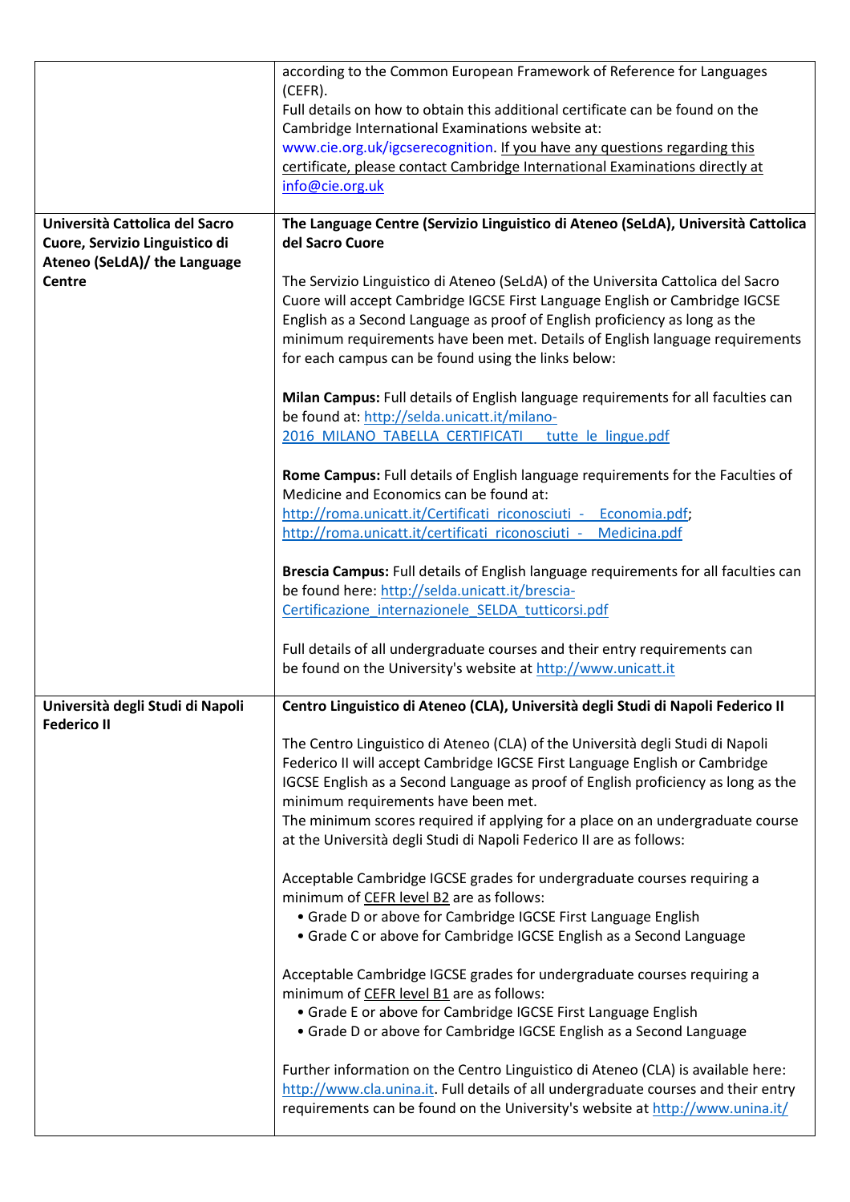| | |
|---|---|
| | according to the Common European Framework of Reference for Languages (CEFR).<br>Full details on how to obtain this additional certificate can be found on the Cambridge International Examinations website at: www.cie.org.uk/igcserecognition. If you have any questions regarding this certificate, please contact Cambridge International Examinations directly at info@cie.org.uk |
| **Università Cattolica del Sacro Cuore, Servizio Linguistico di Ateneo (SeLdA)/ the Language Centre** | **The Language Centre (Servizio Linguistico di Ateneo (SeLdA), Università Cattolica del Sacro Cuore**<br><br>The Servizio Linguistico di Ateneo (SeLdA) of the Universita Cattolica del Sacro Cuore will accept Cambridge IGCSE First Language English or Cambridge IGCSE English as a Second Language as proof of English proficiency as long as the minimum requirements have been met. Details of English language requirements for each campus can be found using the links below:<br><br>**Milan Campus:** Full details of English language requirements for all faculties can be found at: http://selda.unicatt.it/milano-2016_MILANO_TABELLA_CERTIFICATI__tutte_le_lingue.pdf<br><br>**Rome Campus:** Full details of English language requirements for the Faculties of Medicine and Economics can be found at: http://roma.unicatt.it/Certificati_riconosciuti_-__Economia.pdf; http://roma.unicatt.it/certificati_riconosciuti_-__Medicina.pdf<br><br>**Brescia Campus:** Full details of English language requirements for all faculties can be found here: http://selda.unicatt.it/brescia-Certificazione_internazionele_SELDA_tutticorsi.pdf<br><br>Full details of all undergraduate courses and their entry requirements can be found on the University's website at http://www.unicatt.it |
| **Università degli Studi di Napoli Federico II** | **Centro Linguistico di Ateneo (CLA), Università degli Studi di Napoli Federico II**<br><br>The Centro Linguistico di Ateneo (CLA) of the Università degli Studi di Napoli Federico II will accept Cambridge IGCSE First Language English or Cambridge IGCSE English as a Second Language as proof of English proficiency as long as the minimum requirements have been met.<br>The minimum scores required if applying for a place on an undergraduate course at the Università degli Studi di Napoli Federico II are as follows:<br><br>Acceptable Cambridge IGCSE grades for undergraduate courses requiring a minimum of CEFR level B2 are as follows:<br>• Grade D or above for Cambridge IGCSE First Language English<br>• Grade C or above for Cambridge IGCSE English as a Second Language<br><br>Acceptable Cambridge IGCSE grades for undergraduate courses requiring a minimum of CEFR level B1 are as follows:<br>• Grade E or above for Cambridge IGCSE First Language English<br>• Grade D or above for Cambridge IGCSE English as a Second Language<br><br>Further information on the Centro Linguistico di Ateneo (CLA) is available here: http://www.cla.unina.it. Full details of all undergraduate courses and their entry requirements can be found on the University's website at http://www.unina.it/ |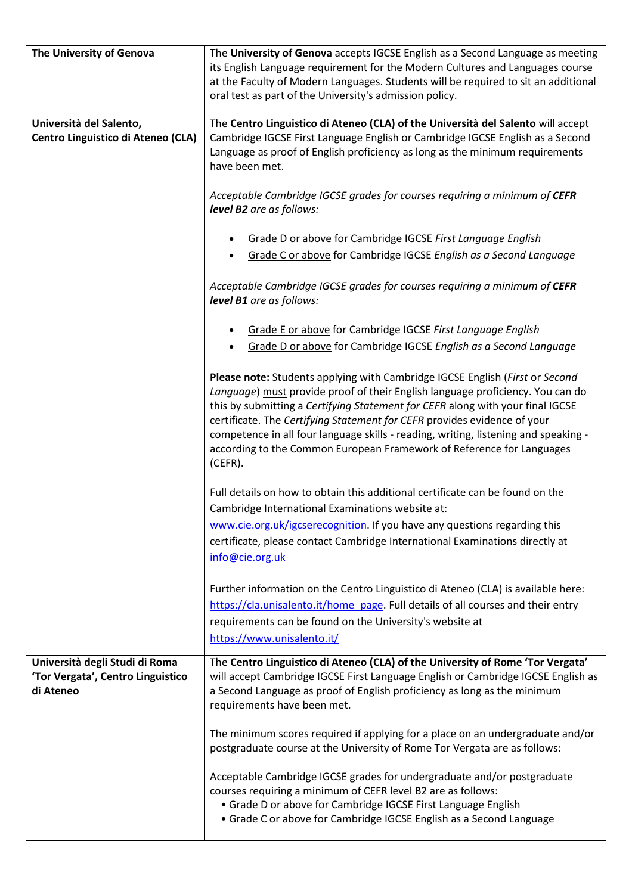| | |
|---|---|
| **The University of Genova** | The **University of Genova** accepts IGCSE English as a Second Language as meeting its English Language requirement for the Modern Cultures and Languages course at the Faculty of Modern Languages. Students will be required to sit an additional oral test as part of the University's admission policy. |
| **Università del Salento, Centro Linguistico di Ateneo (CLA)** | The **Centro Linguistico di Ateneo (CLA) of the Università del Salento** will accept Cambridge IGCSE First Language English or Cambridge IGCSE English as a Second Language as proof of English proficiency as long as the minimum requirements have been met.<br><br>*Acceptable Cambridge IGCSE grades for courses requiring a minimum of **CEFR level B2** are as follows:*<br><br>• Grade D or above for Cambridge IGCSE *First Language English*<br>• Grade C or above for Cambridge IGCSE *English as a Second Language*<br><br>*Acceptable Cambridge IGCSE grades for courses requiring a minimum of **CEFR level B1** are as follows:*<br><br>• Grade E or above for Cambridge IGCSE *First Language English*<br>• Grade D or above for Cambridge IGCSE *English as a Second Language*<br><br>**Please note:** Students applying with Cambridge IGCSE English (*First* or *Second Language*) must provide proof of their English language proficiency. You can do this by submitting a *Certifying Statement for CEFR* along with your final IGCSE certificate. The *Certifying Statement for CEFR* provides evidence of your competence in all four language skills - reading, writing, listening and speaking - according to the Common European Framework of Reference for Languages (CEFR).<br><br>Full details on how to obtain this additional certificate can be found on the Cambridge International Examinations website at: www.cie.org.uk/igcserecognition. If you have any questions regarding this certificate, please contact Cambridge International Examinations directly at info@cie.org.uk<br><br>Further information on the Centro Linguistico di Ateneo (CLA) is available here: https://cla.unisalento.it/home_page. Full details of all courses and their entry requirements can be found on the University's website at https://www.unisalento.it/ |
| **Università degli Studi di Roma 'Tor Vergata', Centro Linguistico di Ateneo** | The **Centro Linguistico di Ateneo (CLA) of the University of Rome 'Tor Vergata'** will accept Cambridge IGCSE First Language English or Cambridge IGCSE English as a Second Language as proof of English proficiency as long as the minimum requirements have been met.<br><br>The minimum scores required if applying for a place on an undergraduate and/or postgraduate course at the University of Rome Tor Vergata are as follows:<br><br>Acceptable Cambridge IGCSE grades for undergraduate and/or postgraduate courses requiring a minimum of CEFR level B2 are as follows:<br>• Grade D or above for Cambridge IGCSE First Language English<br>• Grade C or above for Cambridge IGCSE English as a Second Language |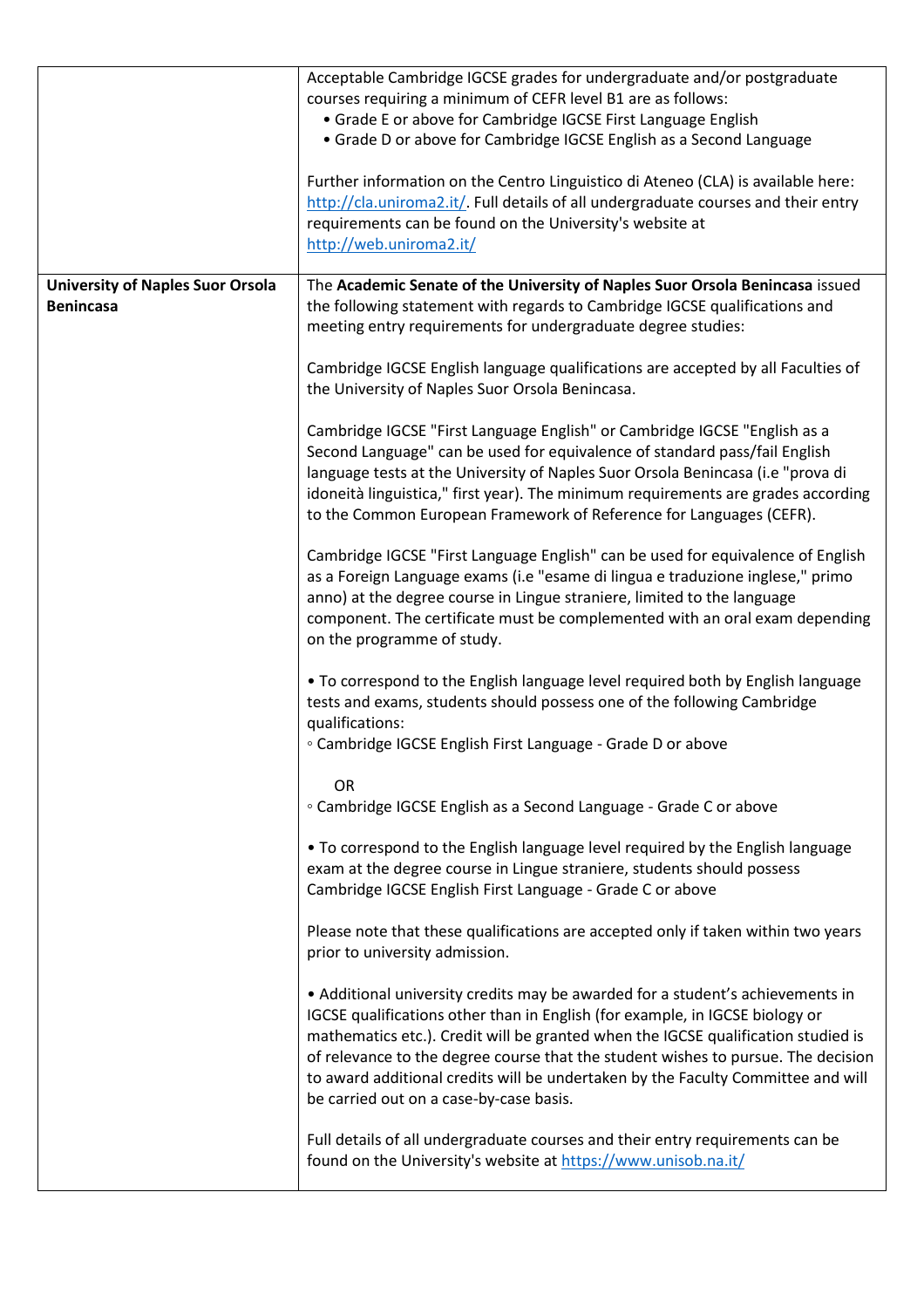| | |
|---|---|
| | Acceptable Cambridge IGCSE grades for undergraduate and/or postgraduate courses requiring a minimum of CEFR level B1 are as follows:<br>• Grade E or above for Cambridge IGCSE First Language English<br>• Grade D or above for Cambridge IGCSE English as a Second Language<br><br>Further information on the Centro Linguistico di Ateneo (CLA) is available here: http://cla.uniroma2.it/. Full details of all undergraduate courses and their entry requirements can be found on the University's website at http://web.uniroma2.it/ |
| **University of Naples Suor Orsola Benincasa** | The **Academic Senate of the University of Naples Suor Orsola Benincasa** issued the following statement with regards to Cambridge IGCSE qualifications and meeting entry requirements for undergraduate degree studies:<br><br>Cambridge IGCSE English language qualifications are accepted by all Faculties of the University of Naples Suor Orsola Benincasa.<br><br>Cambridge IGCSE "First Language English" or Cambridge IGCSE "English as a Second Language" can be used for equivalence of standard pass/fail English language tests at the University of Naples Suor Orsola Benincasa (i.e "prova di idoneità linguistica," first year). The minimum requirements are grades according to the Common European Framework of Reference for Languages (CEFR).<br><br>Cambridge IGCSE "First Language English" can be used for equivalence of English as a Foreign Language exams (i.e "esame di lingua e traduzione inglese," primo anno) at the degree course in Lingue straniere, limited to the language component. The certificate must be complemented with an oral exam depending on the programme of study.<br><br>• To correspond to the English language level required both by English language tests and exams, students should possess one of the following Cambridge qualifications:<br>◦ Cambridge IGCSE English First Language - Grade D or above<br><br>OR<br>◦ Cambridge IGCSE English as a Second Language - Grade C or above<br><br>• To correspond to the English language level required by the English language exam at the degree course in Lingue straniere, students should possess Cambridge IGCSE English First Language - Grade C or above<br><br>Please note that these qualifications are accepted only if taken within two years prior to university admission.<br><br>• Additional university credits may be awarded for a student's achievements in IGCSE qualifications other than in English (for example, in IGCSE biology or mathematics etc.). Credit will be granted when the IGCSE qualification studied is of relevance to the degree course that the student wishes to pursue. The decision to award additional credits will be undertaken by the Faculty Committee and will be carried out on a case-by-case basis.<br><br>Full details of all undergraduate courses and their entry requirements can be found on the University's website at https://www.unisob.na.it/ |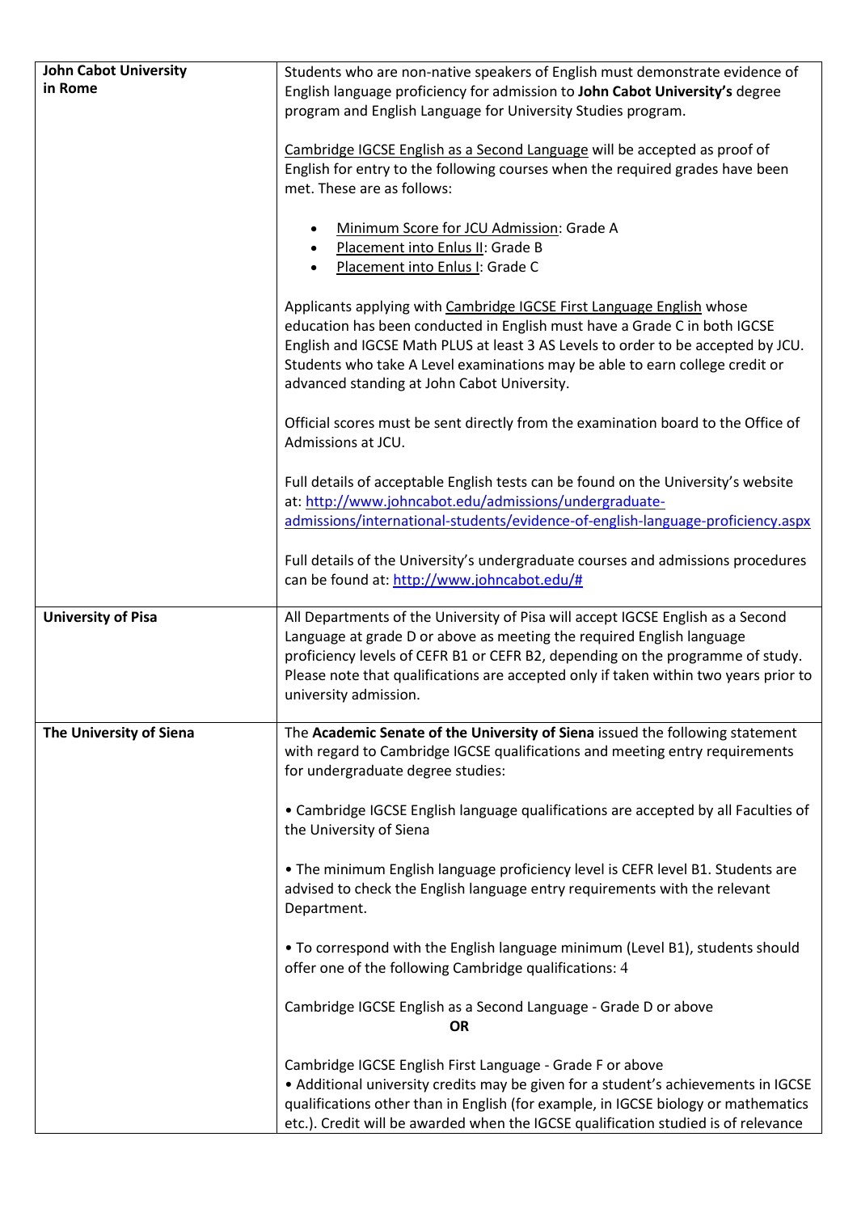| | |
|---|---|
| **John Cabot University in Rome** | Students who are non-native speakers of English must demonstrate evidence of English language proficiency for admission to **John Cabot University's** degree program and English Language for University Studies program.<br><br>Cambridge IGCSE English as a Second Language will be accepted as proof of English for entry to the following courses when the required grades have been met. These are as follows:<br><br>• Minimum Score for JCU Admission: Grade A<br>• Placement into Enlus II: Grade B<br>• Placement into Enlus I: Grade C<br><br>Applicants applying with Cambridge IGCSE First Language English whose education has been conducted in English must have a Grade C in both IGCSE English and IGCSE Math PLUS at least 3 AS Levels to order to be accepted by JCU. Students who take A Level examinations may be able to earn college credit or advanced standing at John Cabot University.<br><br>Official scores must be sent directly from the examination board to the Office of Admissions at JCU.<br><br>Full details of acceptable English tests can be found on the University's website at: http://www.johncabot.edu/admissions/undergraduate-admissions/international-students/evidence-of-english-language-proficiency.aspx<br><br>Full details of the University's undergraduate courses and admissions procedures can be found at: http://www.johncabot.edu/# |
| **University of Pisa** | All Departments of the University of Pisa will accept IGCSE English as a Second Language at grade D or above as meeting the required English language proficiency levels of CEFR B1 or CEFR B2, depending on the programme of study. Please note that qualifications are accepted only if taken within two years prior to university admission. |
| **The University of Siena** | The **Academic Senate of the University of Siena** issued the following statement with regard to Cambridge IGCSE qualifications and meeting entry requirements for undergraduate degree studies:<br><br>• Cambridge IGCSE English language qualifications are accepted by all Faculties of the University of Siena<br><br>• The minimum English language proficiency level is CEFR level B1. Students are advised to check the English language entry requirements with the relevant Department.<br><br>• To correspond with the English language minimum (Level B1), students should offer one of the following Cambridge qualifications: 4<br><br>Cambridge IGCSE English as a Second Language - Grade D or above<br>**OR**<br><br>Cambridge IGCSE English First Language - Grade F or above<br>• Additional university credits may be given for a student's achievements in IGCSE qualifications other than in English (for example, in IGCSE biology or mathematics etc.). Credit will be awarded when the IGCSE qualification studied is of relevance |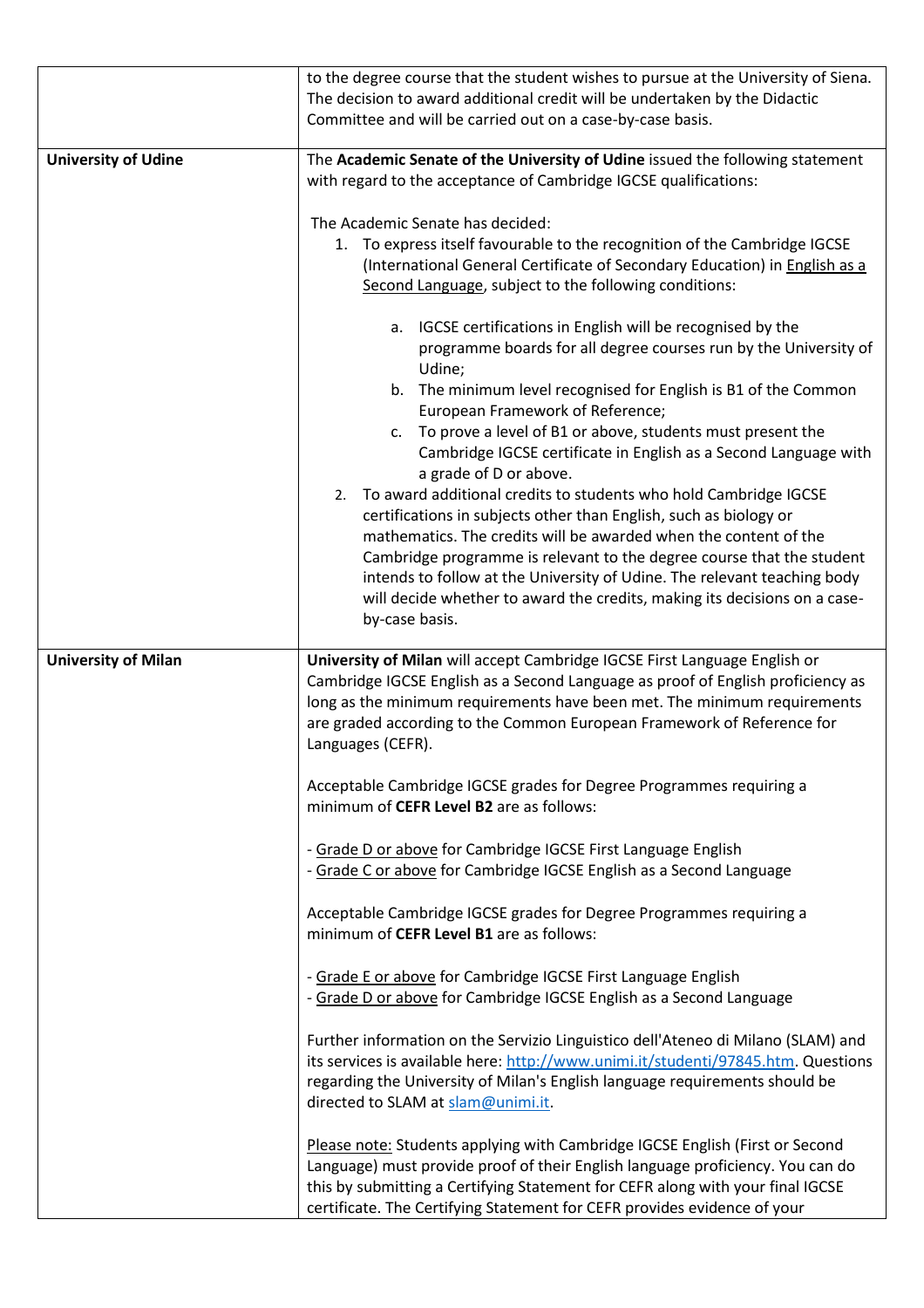| | |
|---|---|
| | to the degree course that the student wishes to pursue at the University of Siena. The decision to award additional credit will be undertaken by the Didactic Committee and will be carried out on a case-by-case basis. |
| **University of Udine** | The **Academic Senate of the University of Udine** issued the following statement with regard to the acceptance of Cambridge IGCSE qualifications:<br><br>The Academic Senate has decided:<br>1. To express itself favourable to the recognition of the Cambridge IGCSE (International General Certificate of Secondary Education) in English as a Second Language, subject to the following conditions:<br>&nbsp;&nbsp;&nbsp;&nbsp;a. IGCSE certifications in English will be recognised by the programme boards for all degree courses run by the University of Udine;<br>&nbsp;&nbsp;&nbsp;&nbsp;b. The minimum level recognised for English is B1 of the Common European Framework of Reference;<br>&nbsp;&nbsp;&nbsp;&nbsp;c. To prove a level of B1 or above, students must present the Cambridge IGCSE certificate in English as a Second Language with a grade of D or above.<br>2. To award additional credits to students who hold Cambridge IGCSE certifications in subjects other than English, such as biology or mathematics. The credits will be awarded when the content of the Cambridge programme is relevant to the degree course that the student intends to follow at the University of Udine. The relevant teaching body will decide whether to award the credits, making its decisions on a case-by-case basis. |
| **University of Milan** | **University of Milan** will accept Cambridge IGCSE First Language English or Cambridge IGCSE English as a Second Language as proof of English proficiency as long as the minimum requirements have been met. The minimum requirements are graded according to the Common European Framework of Reference for Languages (CEFR).<br><br>Acceptable Cambridge IGCSE grades for Degree Programmes requiring a minimum of **CEFR Level B2** are as follows:<br><br>- Grade D or above for Cambridge IGCSE First Language English<br>- Grade C or above for Cambridge IGCSE English as a Second Language<br><br>Acceptable Cambridge IGCSE grades for Degree Programmes requiring a minimum of **CEFR Level B1** are as follows:<br><br>- Grade E or above for Cambridge IGCSE First Language English<br>- Grade D or above for Cambridge IGCSE English as a Second Language<br><br>Further information on the Servizio Linguistico dell'Ateneo di Milano (SLAM) and its services is available here: http://www.unimi.it/studenti/97845.htm. Questions regarding the University of Milan's English language requirements should be directed to SLAM at slam@unimi.it.<br><br>Please note: Students applying with Cambridge IGCSE English (First or Second Language) must provide proof of their English language proficiency. You can do this by submitting a Certifying Statement for CEFR along with your final IGCSE certificate. The Certifying Statement for CEFR provides evidence of your |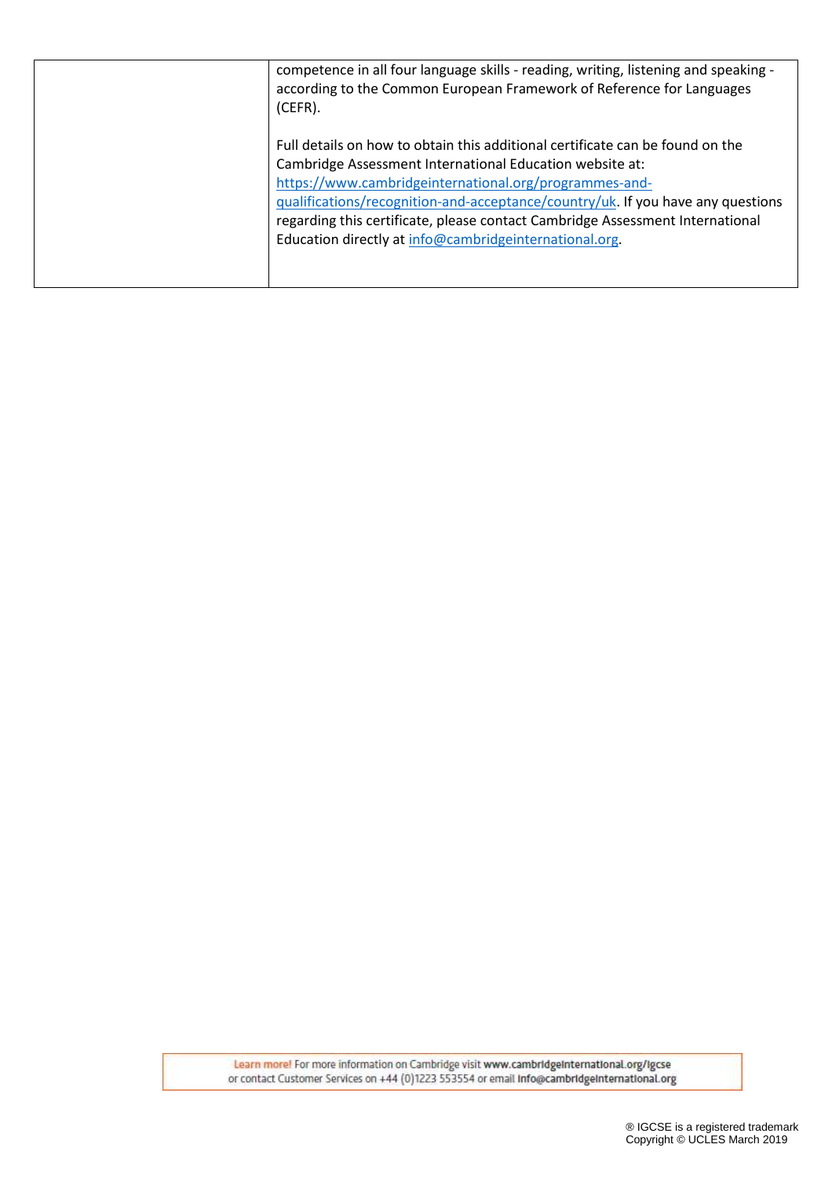| | |
|---|---|
| | competence in all four language skills - reading, writing, listening and speaking - according to the Common European Framework of Reference for Languages (CEFR).<br><br>Full details on how to obtain this additional certificate can be found on the Cambridge Assessment International Education website at: https://www.cambridgeinternational.org/programmes-and-qualifications/recognition-and-acceptance/country/uk. If you have any questions regarding this certificate, please contact Cambridge Assessment International Education directly at info@cambridgeinternational.org. |

Learn more! For more information on Cambridge visit **www.cambridgeinternational.org/igcse** or contact Customer Services on +44 (0)1223 553554 or email **info@cambridgeinternational.org**

® IGCSE is a registered trademark
Copyright © UCLES March 2019